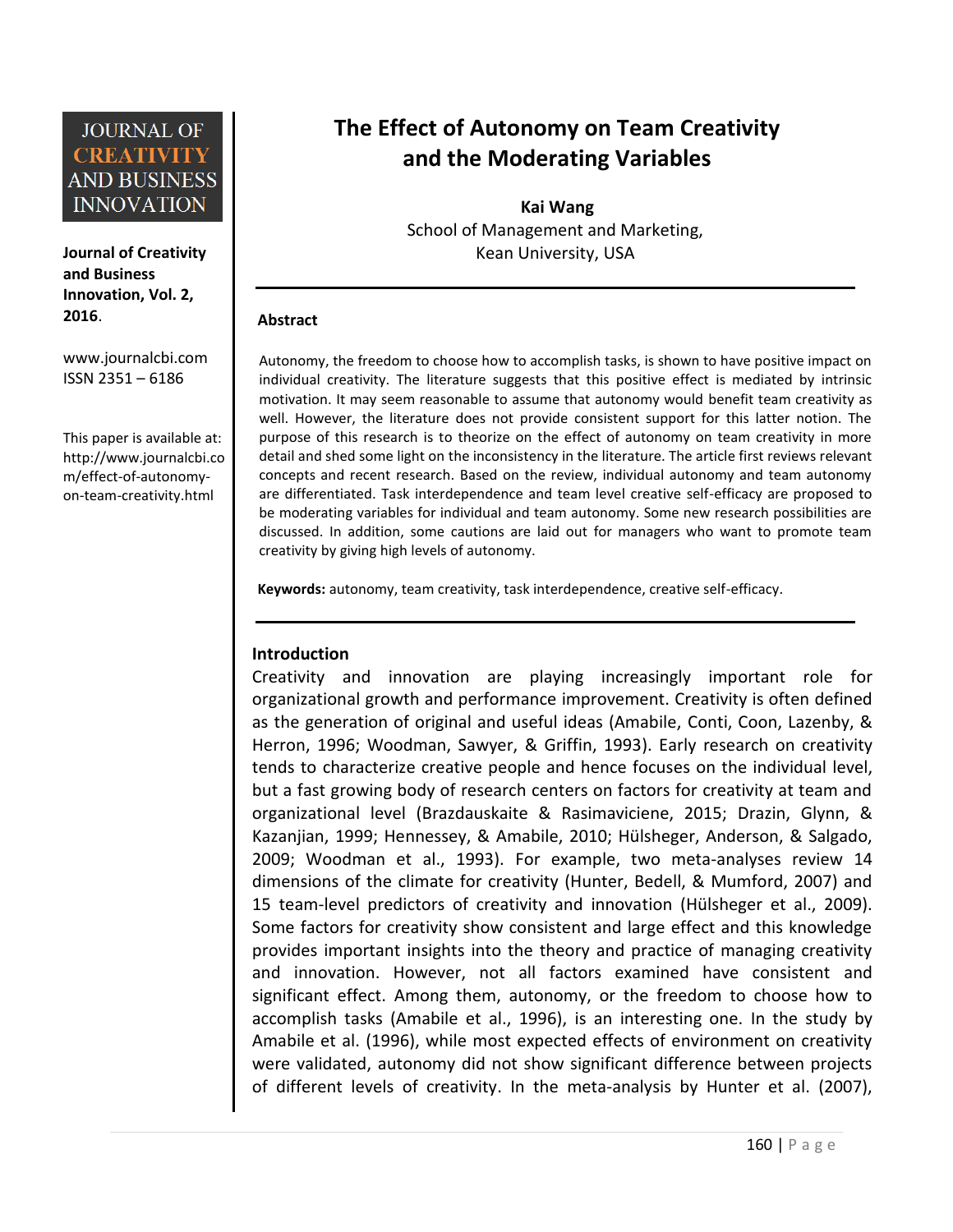# The Effect of Autonomy on Team Creativity and the Moderating Variables

**Kai Wang**
School of Management and Marketing,
Kean University, USA

**Journal of Creativity and Business Innovation, Vol. 2, 2016.**

www.journalcbi.com
ISSN 2351 – 6186

This paper is available at: http://www.journalcbi.com/effect-of-autonomy-on-team-creativity.html

## Abstract

Autonomy, the freedom to choose how to accomplish tasks, is shown to have positive impact on individual creativity. The literature suggests that this positive effect is mediated by intrinsic motivation. It may seem reasonable to assume that autonomy would benefit team creativity as well. However, the literature does not provide consistent support for this latter notion. The purpose of this research is to theorize on the effect of autonomy on team creativity in more detail and shed some light on the inconsistency in the literature. The article first reviews relevant concepts and recent research. Based on the review, individual autonomy and team autonomy are differentiated. Task interdependence and team level creative self-efficacy are proposed to be moderating variables for individual and team autonomy. Some new research possibilities are discussed. In addition, some cautions are laid out for managers who want to promote team creativity by giving high levels of autonomy.

**Keywords:** autonomy, team creativity, task interdependence, creative self-efficacy.

## Introduction

Creativity and innovation are playing increasingly important role for organizational growth and performance improvement. Creativity is often defined as the generation of original and useful ideas (Amabile, Conti, Coon, Lazenby, & Herron, 1996; Woodman, Sawyer, & Griffin, 1993). Early research on creativity tends to characterize creative people and hence focuses on the individual level, but a fast growing body of research centers on factors for creativity at team and organizational level (Brazdauskaite & Rasimaviciene, 2015; Drazin, Glynn, & Kazanjian, 1999; Hennessey, & Amabile, 2010; Hülsheger, Anderson, & Salgado, 2009; Woodman et al., 1993). For example, two meta-analyses review 14 dimensions of the climate for creativity (Hunter, Bedell, & Mumford, 2007) and 15 team-level predictors of creativity and innovation (Hülsheger et al., 2009). Some factors for creativity show consistent and large effect and this knowledge provides important insights into the theory and practice of managing creativity and innovation. However, not all factors examined have consistent and significant effect. Among them, autonomy, or the freedom to choose how to accomplish tasks (Amabile et al., 1996), is an interesting one. In the study by Amabile et al. (1996), while most expected effects of environment on creativity were validated, autonomy did not show significant difference between projects of different levels of creativity. In the meta-analysis by Hunter et al. (2007),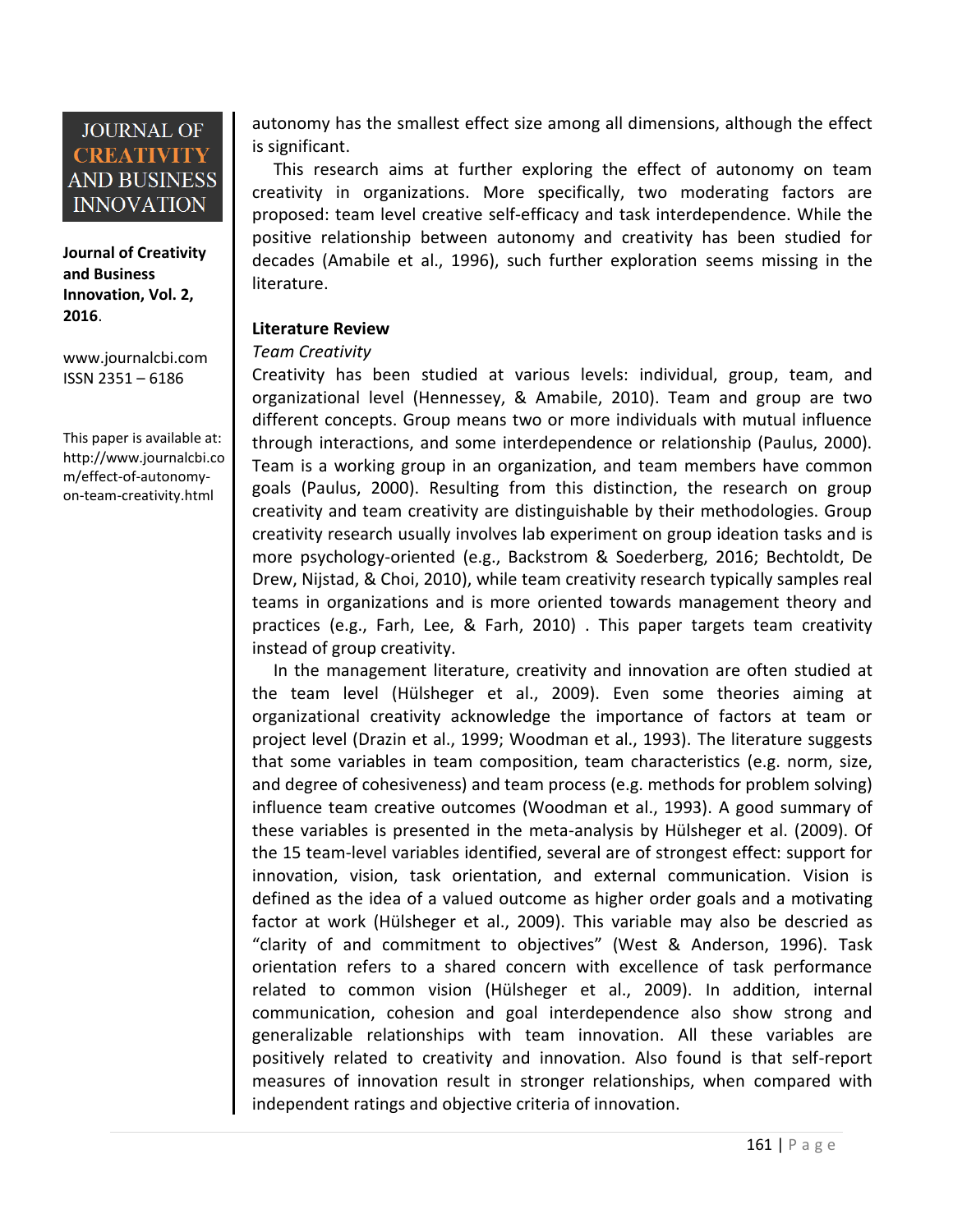autonomy has the smallest effect size among all dimensions, although the effect is significant.

This research aims at further exploring the effect of autonomy on team creativity in organizations. More specifically, two moderating factors are proposed: team level creative self-efficacy and task interdependence. While the positive relationship between autonomy and creativity has been studied for decades (Amabile et al., 1996), such further exploration seems missing in the literature.

## Literature Review

### *Team Creativity*

Creativity has been studied at various levels: individual, group, team, and organizational level (Hennessey, & Amabile, 2010). Team and group are two different concepts. Group means two or more individuals with mutual influence through interactions, and some interdependence or relationship (Paulus, 2000). Team is a working group in an organization, and team members have common goals (Paulus, 2000). Resulting from this distinction, the research on group creativity and team creativity are distinguishable by their methodologies. Group creativity research usually involves lab experiment on group ideation tasks and is more psychology-oriented (e.g., Backstrom & Soederberg, 2016; Bechtoldt, De Drew, Nijstad, & Choi, 2010), while team creativity research typically samples real teams in organizations and is more oriented towards management theory and practices (e.g., Farh, Lee, & Farh, 2010) . This paper targets team creativity instead of group creativity.

In the management literature, creativity and innovation are often studied at the team level (Hülsheger et al., 2009). Even some theories aiming at organizational creativity acknowledge the importance of factors at team or project level (Drazin et al., 1999; Woodman et al., 1993). The literature suggests that some variables in team composition, team characteristics (e.g. norm, size, and degree of cohesiveness) and team process (e.g. methods for problem solving) influence team creative outcomes (Woodman et al., 1993). A good summary of these variables is presented in the meta-analysis by Hülsheger et al. (2009). Of the 15 team-level variables identified, several are of strongest effect: support for innovation, vision, task orientation, and external communication. Vision is defined as the idea of a valued outcome as higher order goals and a motivating factor at work (Hülsheger et al., 2009). This variable may also be descried as "clarity of and commitment to objectives" (West & Anderson, 1996). Task orientation refers to a shared concern with excellence of task performance related to common vision (Hülsheger et al., 2009). In addition, internal communication, cohesion and goal interdependence also show strong and generalizable relationships with team innovation. All these variables are positively related to creativity and innovation. Also found is that self-report measures of innovation result in stronger relationships, when compared with independent ratings and objective criteria of innovation.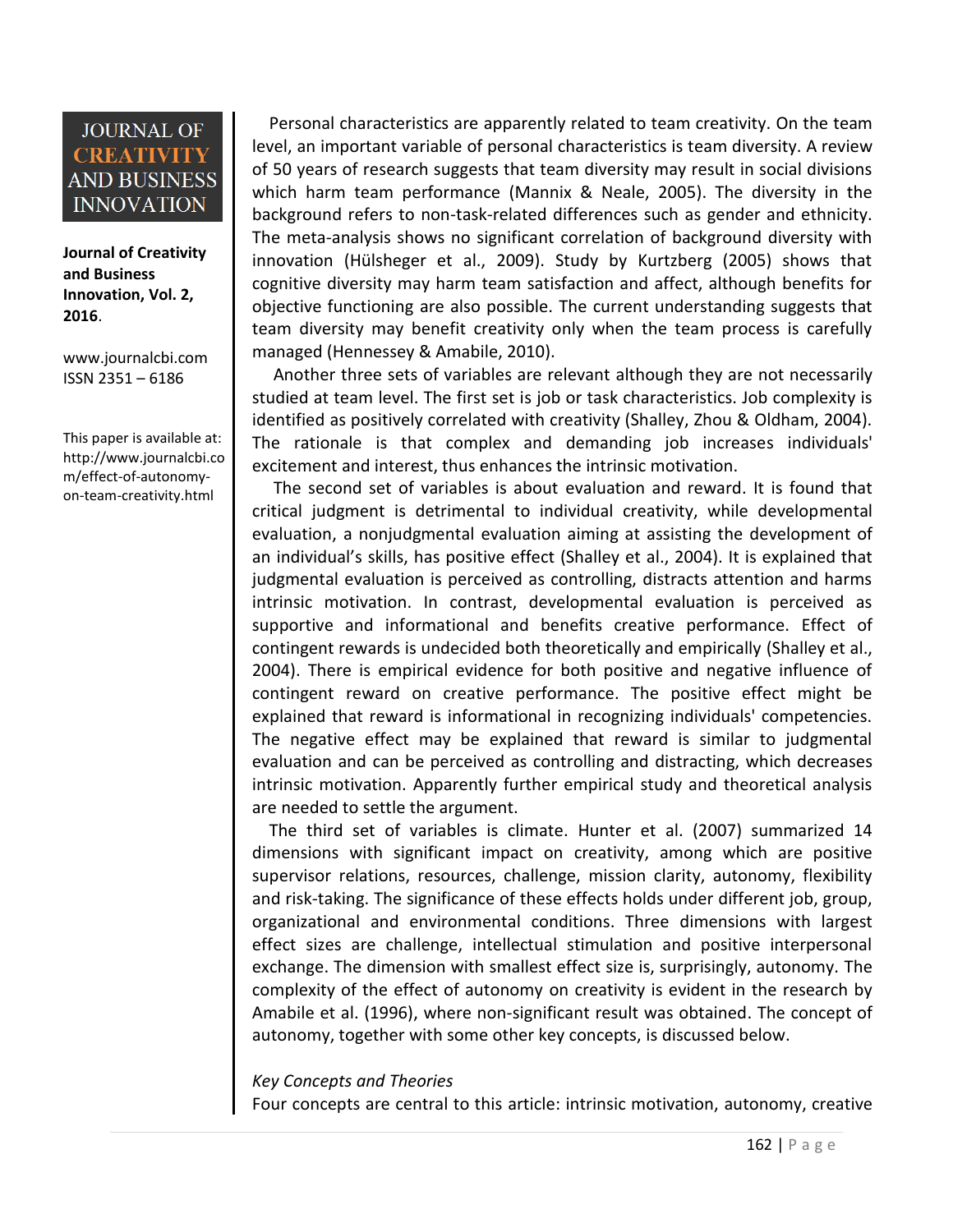Personal characteristics are apparently related to team creativity. On the team level, an important variable of personal characteristics is team diversity. A review of 50 years of research suggests that team diversity may result in social divisions which harm team performance (Mannix & Neale, 2005). The diversity in the background refers to non-task-related differences such as gender and ethnicity. The meta-analysis shows no significant correlation of background diversity with innovation (Hülsheger et al., 2009). Study by Kurtzberg (2005) shows that cognitive diversity may harm team satisfaction and affect, although benefits for objective functioning are also possible. The current understanding suggests that team diversity may benefit creativity only when the team process is carefully managed (Hennessey & Amabile, 2010).

Another three sets of variables are relevant although they are not necessarily studied at team level. The first set is job or task characteristics. Job complexity is identified as positively correlated with creativity (Shalley, Zhou & Oldham, 2004). The rationale is that complex and demanding job increases individuals' excitement and interest, thus enhances the intrinsic motivation.

The second set of variables is about evaluation and reward. It is found that critical judgment is detrimental to individual creativity, while developmental evaluation, a nonjudgmental evaluation aiming at assisting the development of an individual's skills, has positive effect (Shalley et al., 2004). It is explained that judgmental evaluation is perceived as controlling, distracts attention and harms intrinsic motivation. In contrast, developmental evaluation is perceived as supportive and informational and benefits creative performance. Effect of contingent rewards is undecided both theoretically and empirically (Shalley et al., 2004). There is empirical evidence for both positive and negative influence of contingent reward on creative performance. The positive effect might be explained that reward is informational in recognizing individuals' competencies. The negative effect may be explained that reward is similar to judgmental evaluation and can be perceived as controlling and distracting, which decreases intrinsic motivation. Apparently further empirical study and theoretical analysis are needed to settle the argument.

The third set of variables is climate. Hunter et al. (2007) summarized 14 dimensions with significant impact on creativity, among which are positive supervisor relations, resources, challenge, mission clarity, autonomy, flexibility and risk-taking. The significance of these effects holds under different job, group, organizational and environmental conditions. Three dimensions with largest effect sizes are challenge, intellectual stimulation and positive interpersonal exchange. The dimension with smallest effect size is, surprisingly, autonomy. The complexity of the effect of autonomy on creativity is evident in the research by Amabile et al. (1996), where non-significant result was obtained. The concept of autonomy, together with some other key concepts, is discussed below.

*Key Concepts and Theories*

Four concepts are central to this article: intrinsic motivation, autonomy, creative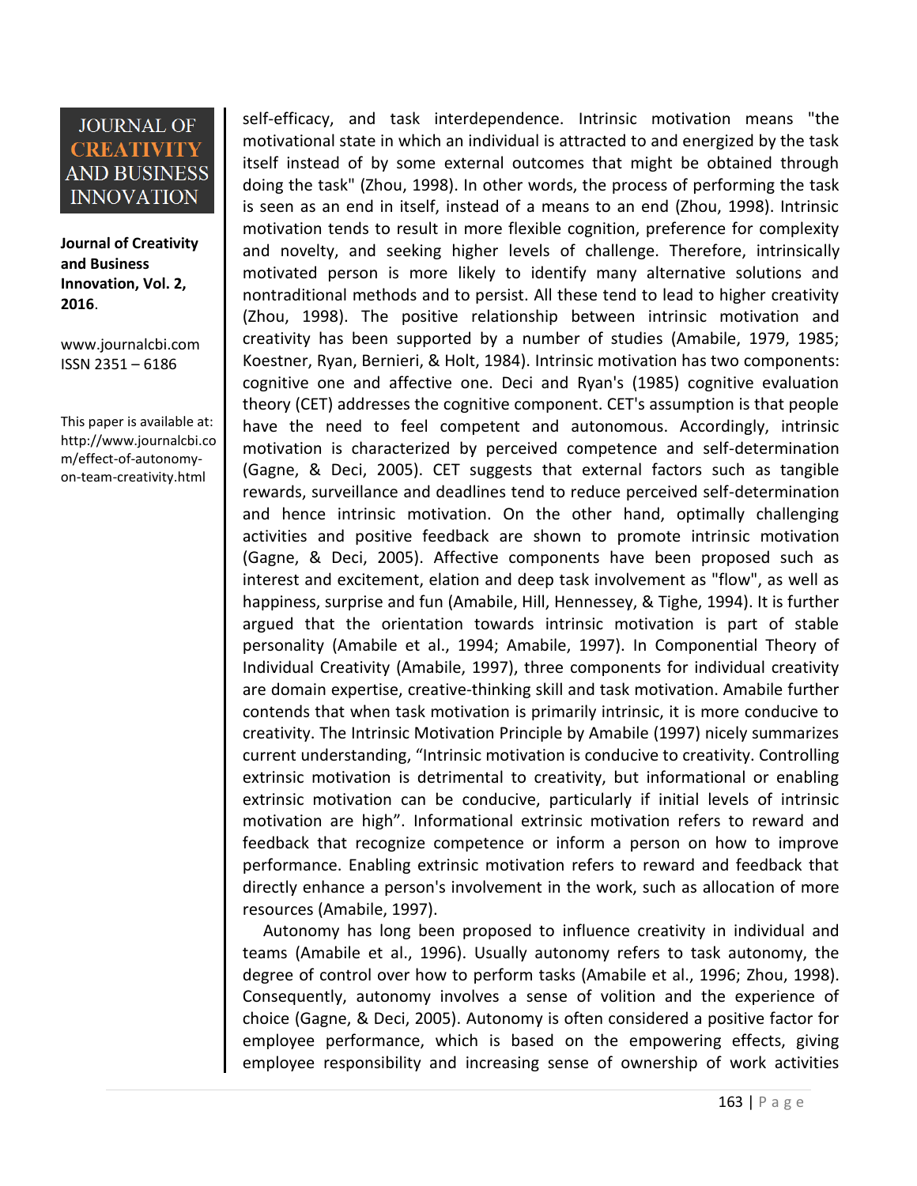self-efficacy, and task interdependence. Intrinsic motivation means "the motivational state in which an individual is attracted to and energized by the task itself instead of by some external outcomes that might be obtained through doing the task" (Zhou, 1998). In other words, the process of performing the task is seen as an end in itself, instead of a means to an end (Zhou, 1998). Intrinsic motivation tends to result in more flexible cognition, preference for complexity and novelty, and seeking higher levels of challenge. Therefore, intrinsically motivated person is more likely to identify many alternative solutions and nontraditional methods and to persist. All these tend to lead to higher creativity (Zhou, 1998). The positive relationship between intrinsic motivation and creativity has been supported by a number of studies (Amabile, 1979, 1985; Koestner, Ryan, Bernieri, & Holt, 1984). Intrinsic motivation has two components: cognitive one and affective one. Deci and Ryan's (1985) cognitive evaluation theory (CET) addresses the cognitive component. CET's assumption is that people have the need to feel competent and autonomous. Accordingly, intrinsic motivation is characterized by perceived competence and self-determination (Gagne, & Deci, 2005). CET suggests that external factors such as tangible rewards, surveillance and deadlines tend to reduce perceived self-determination and hence intrinsic motivation. On the other hand, optimally challenging activities and positive feedback are shown to promote intrinsic motivation (Gagne, & Deci, 2005). Affective components have been proposed such as interest and excitement, elation and deep task involvement as "flow", as well as happiness, surprise and fun (Amabile, Hill, Hennessey, & Tighe, 1994). It is further argued that the orientation towards intrinsic motivation is part of stable personality (Amabile et al., 1994; Amabile, 1997). In Componential Theory of Individual Creativity (Amabile, 1997), three components for individual creativity are domain expertise, creative-thinking skill and task motivation. Amabile further contends that when task motivation is primarily intrinsic, it is more conducive to creativity. The Intrinsic Motivation Principle by Amabile (1997) nicely summarizes current understanding, "Intrinsic motivation is conducive to creativity. Controlling extrinsic motivation is detrimental to creativity, but informational or enabling extrinsic motivation can be conducive, particularly if initial levels of intrinsic motivation are high". Informational extrinsic motivation refers to reward and feedback that recognize competence or inform a person on how to improve performance. Enabling extrinsic motivation refers to reward and feedback that directly enhance a person's involvement in the work, such as allocation of more resources (Amabile, 1997).

Autonomy has long been proposed to influence creativity in individual and teams (Amabile et al., 1996). Usually autonomy refers to task autonomy, the degree of control over how to perform tasks (Amabile et al., 1996; Zhou, 1998). Consequently, autonomy involves a sense of volition and the experience of choice (Gagne, & Deci, 2005). Autonomy is often considered a positive factor for employee performance, which is based on the empowering effects, giving employee responsibility and increasing sense of ownership of work activities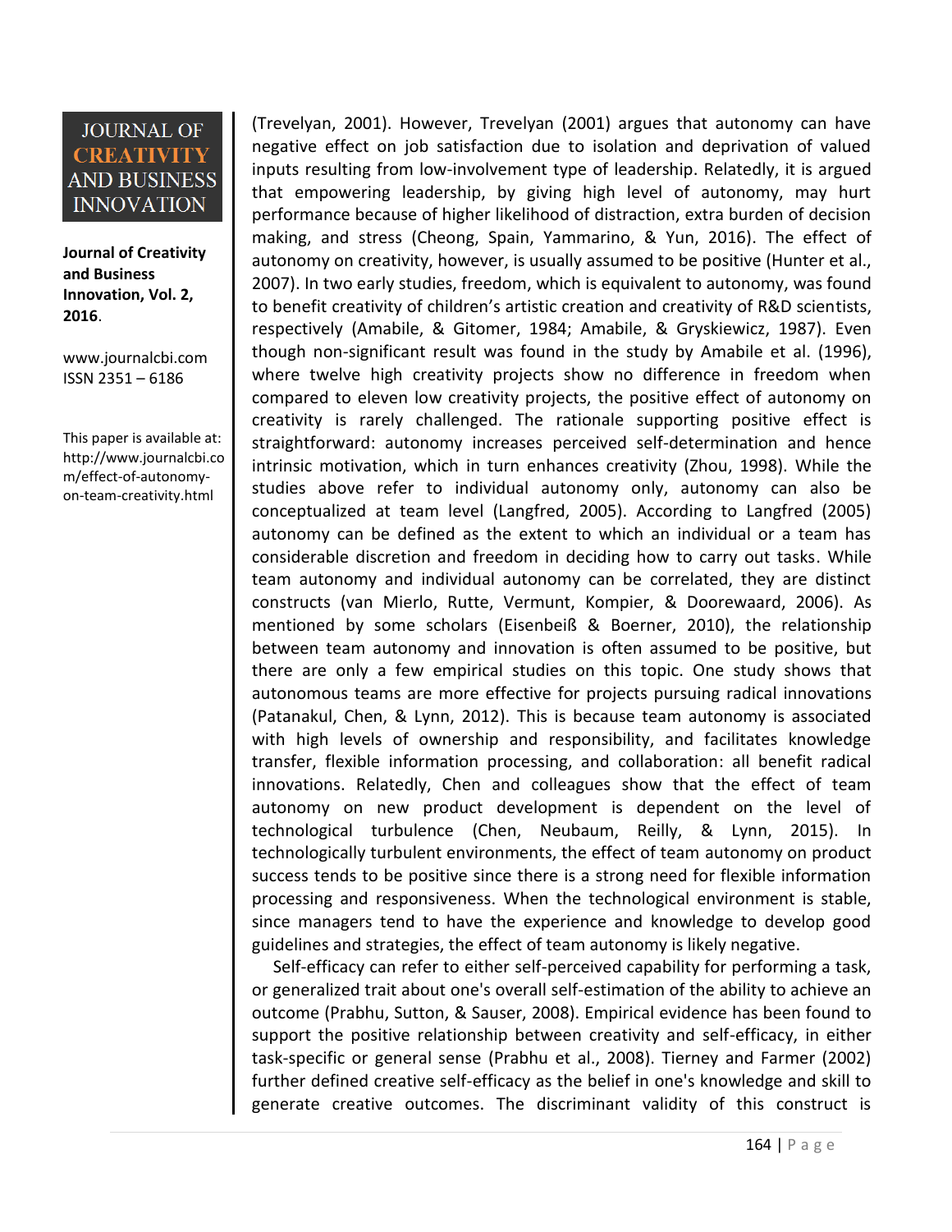(Trevelyan, 2001). However, Trevelyan (2001) argues that autonomy can have negative effect on job satisfaction due to isolation and deprivation of valued inputs resulting from low-involvement type of leadership. Relatedly, it is argued that empowering leadership, by giving high level of autonomy, may hurt performance because of higher likelihood of distraction, extra burden of decision making, and stress (Cheong, Spain, Yammarino, & Yun, 2016). The effect of autonomy on creativity, however, is usually assumed to be positive (Hunter et al., 2007). In two early studies, freedom, which is equivalent to autonomy, was found to benefit creativity of children's artistic creation and creativity of R&D scientists, respectively (Amabile, & Gitomer, 1984; Amabile, & Gryskiewicz, 1987). Even though non-significant result was found in the study by Amabile et al. (1996), where twelve high creativity projects show no difference in freedom when compared to eleven low creativity projects, the positive effect of autonomy on creativity is rarely challenged. The rationale supporting positive effect is straightforward: autonomy increases perceived self-determination and hence intrinsic motivation, which in turn enhances creativity (Zhou, 1998). While the studies above refer to individual autonomy only, autonomy can also be conceptualized at team level (Langfred, 2005). According to Langfred (2005) autonomy can be defined as the extent to which an individual or a team has considerable discretion and freedom in deciding how to carry out tasks. While team autonomy and individual autonomy can be correlated, they are distinct constructs (van Mierlo, Rutte, Vermunt, Kompier, & Doorewaard, 2006). As mentioned by some scholars (Eisenbeiß & Boerner, 2010), the relationship between team autonomy and innovation is often assumed to be positive, but there are only a few empirical studies on this topic. One study shows that autonomous teams are more effective for projects pursuing radical innovations (Patanakul, Chen, & Lynn, 2012). This is because team autonomy is associated with high levels of ownership and responsibility, and facilitates knowledge transfer, flexible information processing, and collaboration: all benefit radical innovations. Relatedly, Chen and colleagues show that the effect of team autonomy on new product development is dependent on the level of technological turbulence (Chen, Neubaum, Reilly, & Lynn, 2015). In technologically turbulent environments, the effect of team autonomy on product success tends to be positive since there is a strong need for flexible information processing and responsiveness. When the technological environment is stable, since managers tend to have the experience and knowledge to develop good guidelines and strategies, the effect of team autonomy is likely negative.

Self-efficacy can refer to either self-perceived capability for performing a task, or generalized trait about one's overall self-estimation of the ability to achieve an outcome (Prabhu, Sutton, & Sauser, 2008). Empirical evidence has been found to support the positive relationship between creativity and self-efficacy, in either task-specific or general sense (Prabhu et al., 2008). Tierney and Farmer (2002) further defined creative self-efficacy as the belief in one's knowledge and skill to generate creative outcomes. The discriminant validity of this construct is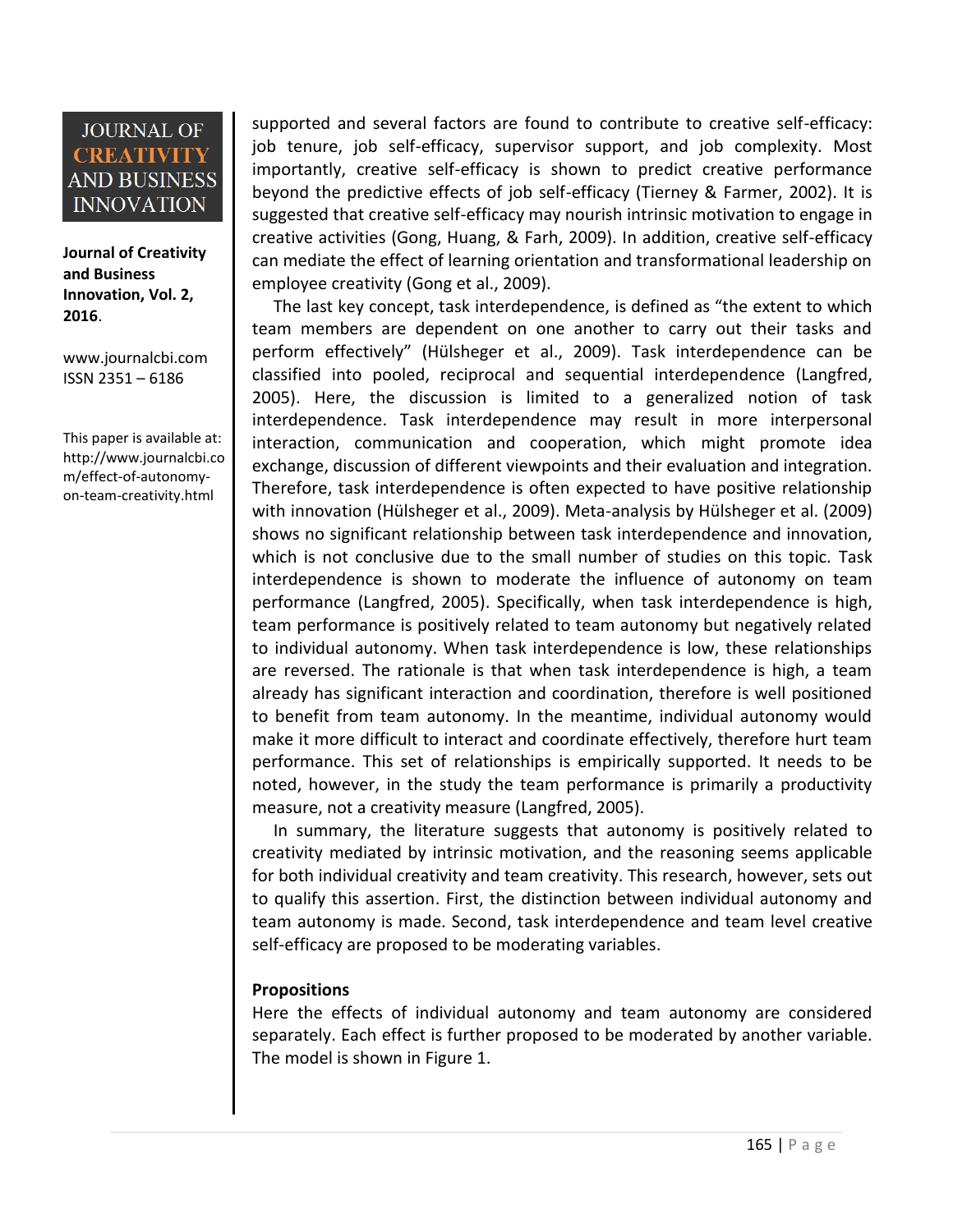supported and several factors are found to contribute to creative self-efficacy: job tenure, job self-efficacy, supervisor support, and job complexity. Most importantly, creative self-efficacy is shown to predict creative performance beyond the predictive effects of job self-efficacy (Tierney & Farmer, 2002). It is suggested that creative self-efficacy may nourish intrinsic motivation to engage in creative activities (Gong, Huang, & Farh, 2009). In addition, creative self-efficacy can mediate the effect of learning orientation and transformational leadership on employee creativity (Gong et al., 2009).

The last key concept, task interdependence, is defined as "the extent to which team members are dependent on one another to carry out their tasks and perform effectively" (Hülsheger et al., 2009). Task interdependence can be classified into pooled, reciprocal and sequential interdependence (Langfred, 2005). Here, the discussion is limited to a generalized notion of task interdependence. Task interdependence may result in more interpersonal interaction, communication and cooperation, which might promote idea exchange, discussion of different viewpoints and their evaluation and integration. Therefore, task interdependence is often expected to have positive relationship with innovation (Hülsheger et al., 2009). Meta-analysis by Hülsheger et al. (2009) shows no significant relationship between task interdependence and innovation, which is not conclusive due to the small number of studies on this topic. Task interdependence is shown to moderate the influence of autonomy on team performance (Langfred, 2005). Specifically, when task interdependence is high, team performance is positively related to team autonomy but negatively related to individual autonomy. When task interdependence is low, these relationships are reversed. The rationale is that when task interdependence is high, a team already has significant interaction and coordination, therefore is well positioned to benefit from team autonomy. In the meantime, individual autonomy would make it more difficult to interact and coordinate effectively, therefore hurt team performance. This set of relationships is empirically supported. It needs to be noted, however, in the study the team performance is primarily a productivity measure, not a creativity measure (Langfred, 2005).

In summary, the literature suggests that autonomy is positively related to creativity mediated by intrinsic motivation, and the reasoning seems applicable for both individual creativity and team creativity. This research, however, sets out to qualify this assertion. First, the distinction between individual autonomy and team autonomy is made. Second, task interdependence and team level creative self-efficacy are proposed to be moderating variables.

## Propositions

Here the effects of individual autonomy and team autonomy are considered separately. Each effect is further proposed to be moderated by another variable. The model is shown in Figure 1.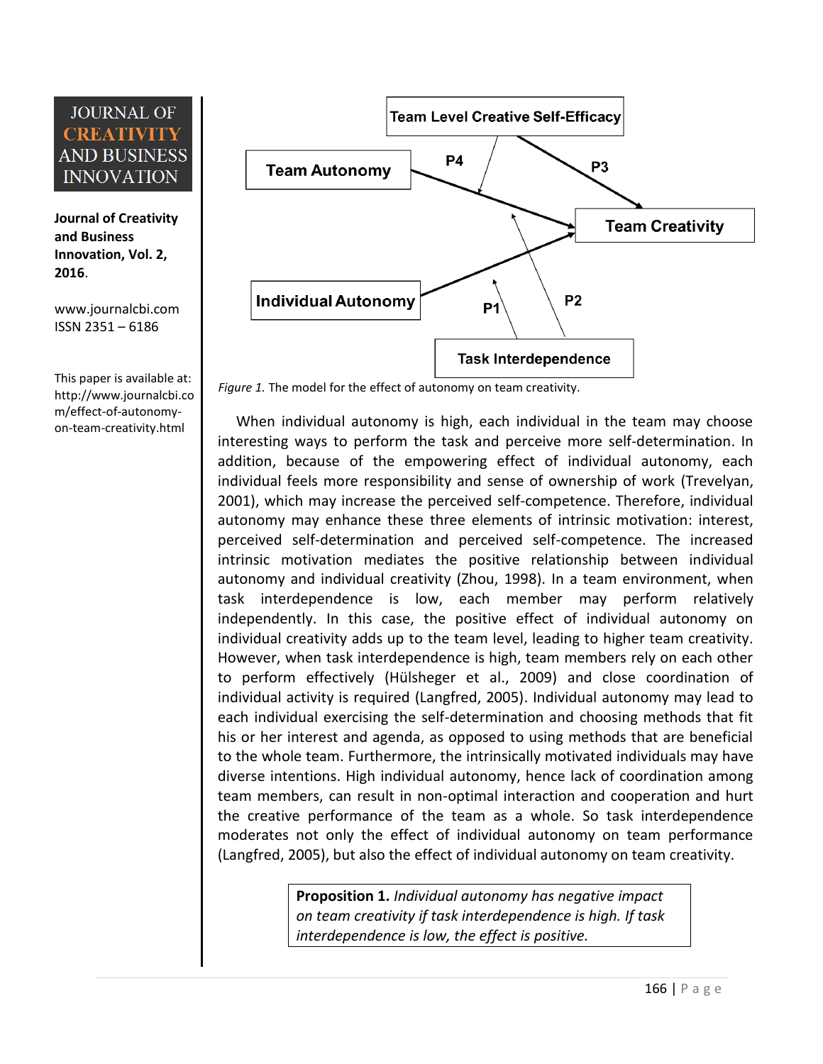*Figure 1.* The model for the effect of autonomy on team creativity.

When individual autonomy is high, each individual in the team may choose interesting ways to perform the task and perceive more self-determination. In addition, because of the empowering effect of individual autonomy, each individual feels more responsibility and sense of ownership of work (Trevelyan, 2001), which may increase the perceived self-competence. Therefore, individual autonomy may enhance these three elements of intrinsic motivation: interest, perceived self-determination and perceived self-competence. The increased intrinsic motivation mediates the positive relationship between individual autonomy and individual creativity (Zhou, 1998). In a team environment, when task interdependence is low, each member may perform relatively independently. In this case, the positive effect of individual autonomy on individual creativity adds up to the team level, leading to higher team creativity. However, when task interdependence is high, team members rely on each other to perform effectively (Hülsheger et al., 2009) and close coordination of individual activity is required (Langfred, 2005). Individual autonomy may lead to each individual exercising the self-determination and choosing methods that fit his or her interest and agenda, as opposed to using methods that are beneficial to the whole team. Furthermore, the intrinsically motivated individuals may have diverse intentions. High individual autonomy, hence lack of coordination among team members, can result in non-optimal interaction and cooperation and hurt the creative performance of the team as a whole. So task interdependence moderates not only the effect of individual autonomy on team performance (Langfred, 2005), but also the effect of individual autonomy on team creativity.

**Proposition 1.** *Individual autonomy has negative impact on team creativity if task interdependence is high. If task interdependence is low, the effect is positive.*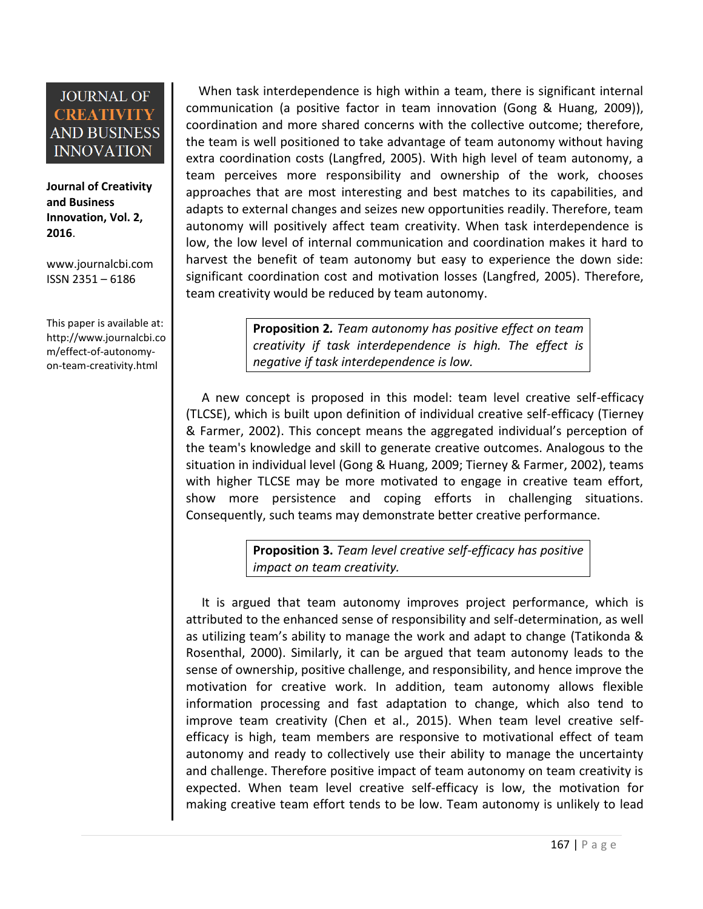When task interdependence is high within a team, there is significant internal communication (a positive factor in team innovation (Gong & Huang, 2009)), coordination and more shared concerns with the collective outcome; therefore, the team is well positioned to take advantage of team autonomy without having extra coordination costs (Langfred, 2005). With high level of team autonomy, a team perceives more responsibility and ownership of the work, chooses approaches that are most interesting and best matches to its capabilities, and adapts to external changes and seizes new opportunities readily. Therefore, team autonomy will positively affect team creativity. When task interdependence is low, the low level of internal communication and coordination makes it hard to harvest the benefit of team autonomy but easy to experience the down side: significant coordination cost and motivation losses (Langfred, 2005). Therefore, team creativity would be reduced by team autonomy.

> **Proposition 2.** *Team autonomy has positive effect on team creativity if task interdependence is high. The effect is negative if task interdependence is low.*

A new concept is proposed in this model: team level creative self-efficacy (TLCSE), which is built upon definition of individual creative self-efficacy (Tierney & Farmer, 2002). This concept means the aggregated individual's perception of the team's knowledge and skill to generate creative outcomes. Analogous to the situation in individual level (Gong & Huang, 2009; Tierney & Farmer, 2002), teams with higher TLCSE may be more motivated to engage in creative team effort, show more persistence and coping efforts in challenging situations. Consequently, such teams may demonstrate better creative performance.

> **Proposition 3.** *Team level creative self-efficacy has positive impact on team creativity.*

It is argued that team autonomy improves project performance, which is attributed to the enhanced sense of responsibility and self-determination, as well as utilizing team's ability to manage the work and adapt to change (Tatikonda & Rosenthal, 2000). Similarly, it can be argued that team autonomy leads to the sense of ownership, positive challenge, and responsibility, and hence improve the motivation for creative work. In addition, team autonomy allows flexible information processing and fast adaptation to change, which also tend to improve team creativity (Chen et al., 2015). When team level creative self-efficacy is high, team members are responsive to motivational effect of team autonomy and ready to collectively use their ability to manage the uncertainty and challenge. Therefore positive impact of team autonomy on team creativity is expected. When team level creative self-efficacy is low, the motivation for making creative team effort tends to be low. Team autonomy is unlikely to lead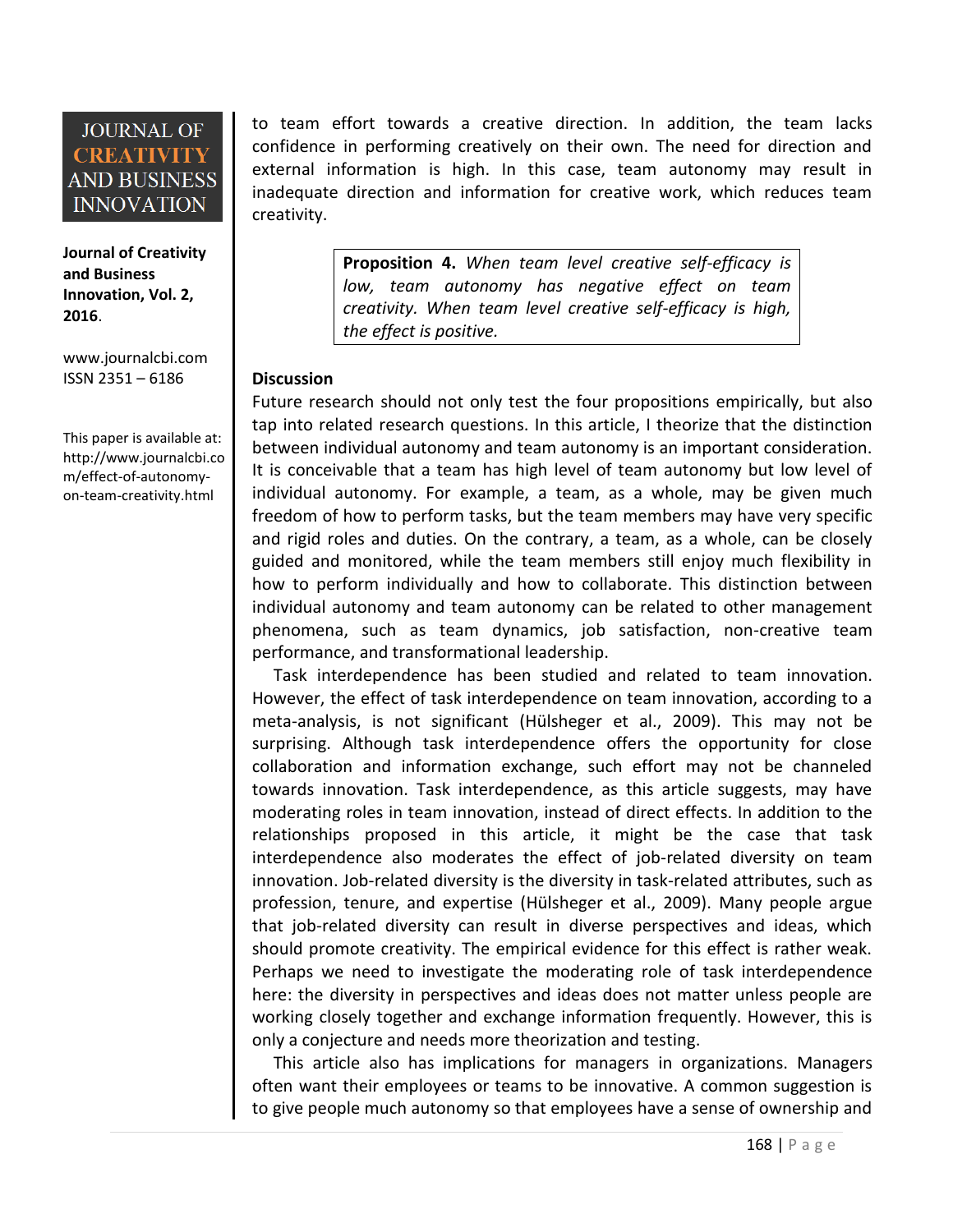to team effort towards a creative direction. In addition, the team lacks confidence in performing creatively on their own. The need for direction and external information is high. In this case, team autonomy may result in inadequate direction and information for creative work, which reduces team creativity.

> **Proposition 4.** *When team level creative self-efficacy is low, team autonomy has negative effect on team creativity. When team level creative self-efficacy is high, the effect is positive.*

**Discussion**

Future research should not only test the four propositions empirically, but also tap into related research questions. In this article, I theorize that the distinction between individual autonomy and team autonomy is an important consideration. It is conceivable that a team has high level of team autonomy but low level of individual autonomy. For example, a team, as a whole, may be given much freedom of how to perform tasks, but the team members may have very specific and rigid roles and duties. On the contrary, a team, as a whole, can be closely guided and monitored, while the team members still enjoy much flexibility in how to perform individually and how to collaborate. This distinction between individual autonomy and team autonomy can be related to other management phenomena, such as team dynamics, job satisfaction, non-creative team performance, and transformational leadership.

Task interdependence has been studied and related to team innovation. However, the effect of task interdependence on team innovation, according to a meta-analysis, is not significant (Hülsheger et al., 2009). This may not be surprising. Although task interdependence offers the opportunity for close collaboration and information exchange, such effort may not be channeled towards innovation. Task interdependence, as this article suggests, may have moderating roles in team innovation, instead of direct effects. In addition to the relationships proposed in this article, it might be the case that task interdependence also moderates the effect of job-related diversity on team innovation. Job-related diversity is the diversity in task-related attributes, such as profession, tenure, and expertise (Hülsheger et al., 2009). Many people argue that job-related diversity can result in diverse perspectives and ideas, which should promote creativity. The empirical evidence for this effect is rather weak. Perhaps we need to investigate the moderating role of task interdependence here: the diversity in perspectives and ideas does not matter unless people are working closely together and exchange information frequently. However, this is only a conjecture and needs more theorization and testing.

This article also has implications for managers in organizations. Managers often want their employees or teams to be innovative. A common suggestion is to give people much autonomy so that employees have a sense of ownership and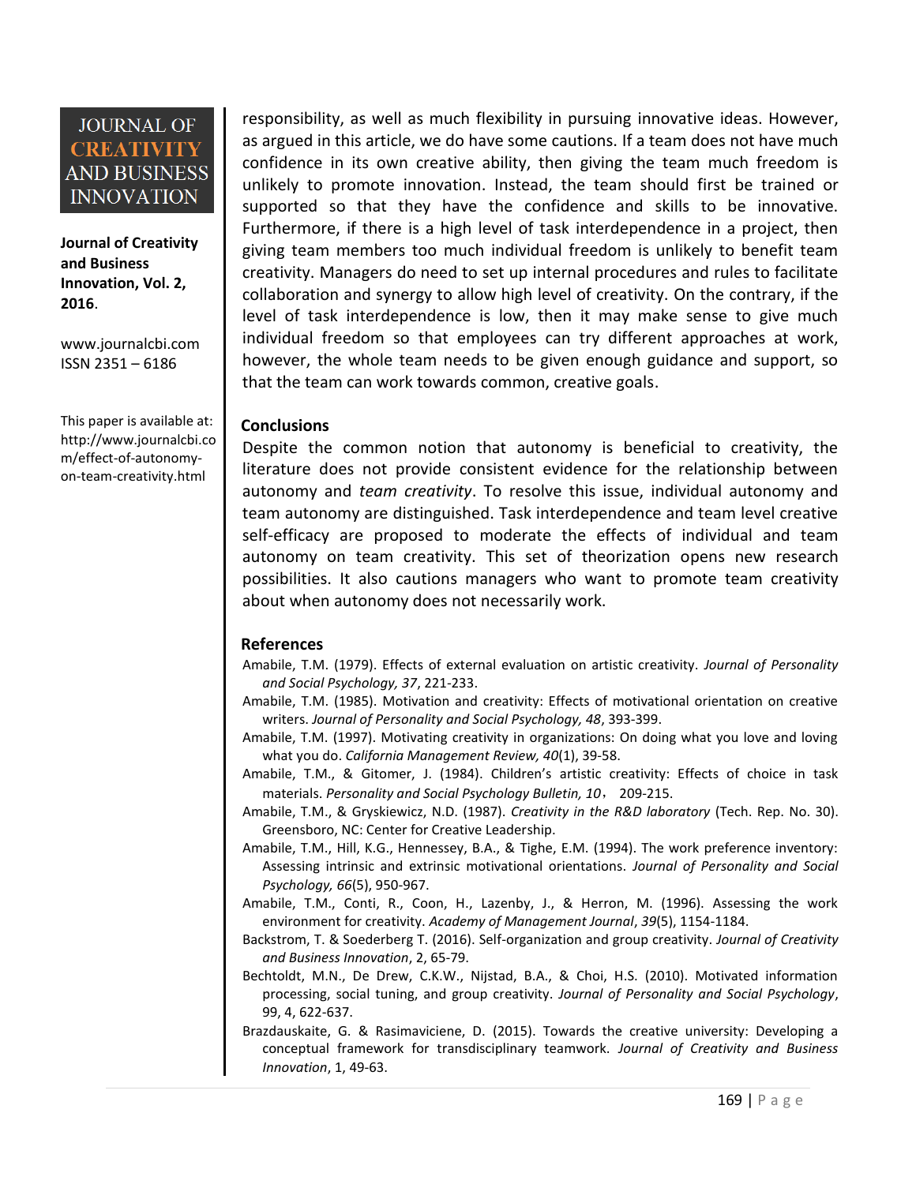responsibility, as well as much flexibility in pursuing innovative ideas. However, as argued in this article, we do have some cautions. If a team does not have much confidence in its own creative ability, then giving the team much freedom is unlikely to promote innovation. Instead, the team should first be trained or supported so that they have the confidence and skills to be innovative. Furthermore, if there is a high level of task interdependence in a project, then giving team members too much individual freedom is unlikely to benefit team creativity. Managers do need to set up internal procedures and rules to facilitate collaboration and synergy to allow high level of creativity. On the contrary, if the level of task interdependence is low, then it may make sense to give much individual freedom so that employees can try different approaches at work, however, the whole team needs to be given enough guidance and support, so that the team can work towards common, creative goals.

## Conclusions

Despite the common notion that autonomy is beneficial to creativity, the literature does not provide consistent evidence for the relationship between autonomy and *team creativity*. To resolve this issue, individual autonomy and team autonomy are distinguished. Task interdependence and team level creative self-efficacy are proposed to moderate the effects of individual and team autonomy on team creativity. This set of theorization opens new research possibilities. It also cautions managers who want to promote team creativity about when autonomy does not necessarily work.

## References

Amabile, T.M. (1979). Effects of external evaluation on artistic creativity. *Journal of Personality and Social Psychology, 37*, 221-233.

Amabile, T.M. (1985). Motivation and creativity: Effects of motivational orientation on creative writers. *Journal of Personality and Social Psychology, 48*, 393-399.

Amabile, T.M. (1997). Motivating creativity in organizations: On doing what you love and loving what you do. *California Management Review, 40*(1), 39-58.

Amabile, T.M., & Gitomer, J. (1984). Children's artistic creativity: Effects of choice in task materials. *Personality and Social Psychology Bulletin, 10*， 209-215.

Amabile, T.M., & Gryskiewicz, N.D. (1987). *Creativity in the R&D laboratory* (Tech. Rep. No. 30). Greensboro, NC: Center for Creative Leadership.

Amabile, T.M., Hill, K.G., Hennessey, B.A., & Tighe, E.M. (1994). The work preference inventory: Assessing intrinsic and extrinsic motivational orientations. *Journal of Personality and Social Psychology, 66*(5), 950-967.

Amabile, T.M., Conti, R., Coon, H., Lazenby, J., & Herron, M. (1996). Assessing the work environment for creativity. *Academy of Management Journal*, *39*(5), 1154-1184.

Backstrom, T. & Soederberg T. (2016). Self-organization and group creativity. *Journal of Creativity and Business Innovation*, 2, 65-79.

Bechtoldt, M.N., De Drew, C.K.W., Nijstad, B.A., & Choi, H.S. (2010). Motivated information processing, social tuning, and group creativity. *Journal of Personality and Social Psychology*, 99, 4, 622-637.

Brazdauskaite, G. & Rasimaviciene, D. (2015). Towards the creative university: Developing a conceptual framework for transdisciplinary teamwork. *Journal of Creativity and Business Innovation*, 1, 49-63.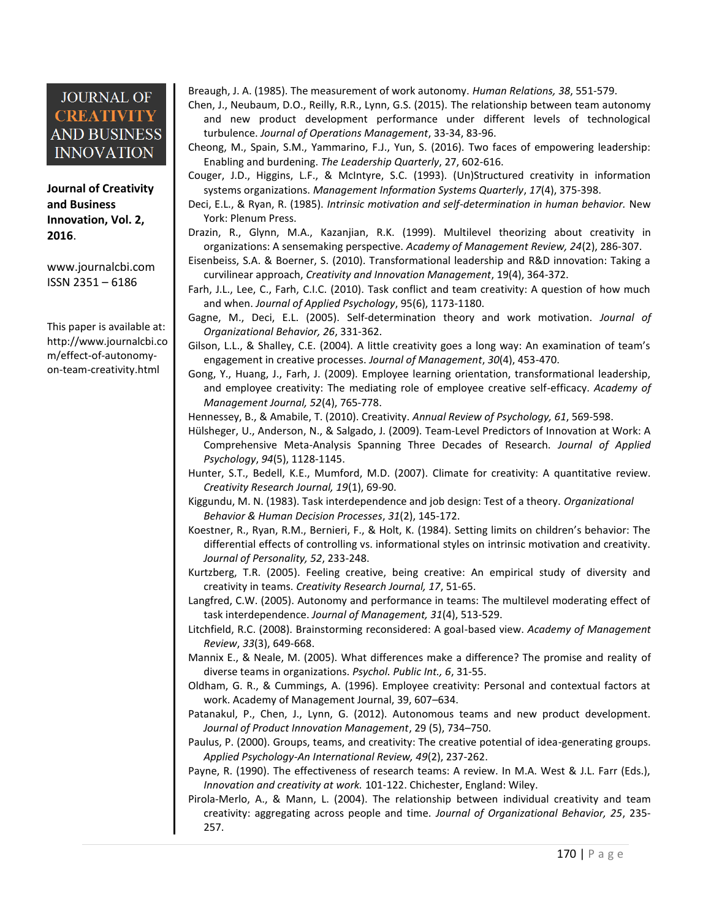Breaugh, J. A. (1985). The measurement of work autonomy. *Human Relations, 38*, 551-579.

Chen, J., Neubaum, D.O., Reilly, R.R., Lynn, G.S. (2015). The relationship between team autonomy and new product development performance under different levels of technological turbulence. *Journal of Operations Management*, 33-34, 83-96.

Cheong, M., Spain, S.M., Yammarino, F.J., Yun, S. (2016). Two faces of empowering leadership: Enabling and burdening. *The Leadership Quarterly*, 27, 602-616.

Couger, J.D., Higgins, L.F., & McIntyre, S.C. (1993). (Un)Structured creativity in information systems organizations. *Management Information Systems Quarterly*, *17*(4), 375-398.

Deci, E.L., & Ryan, R. (1985). *Intrinsic motivation and self-determination in human behavior.* New York: Plenum Press.

Drazin, R., Glynn, M.A., Kazanjian, R.K. (1999). Multilevel theorizing about creativity in organizations: A sensemaking perspective. *Academy of Management Review, 24*(2), 286-307.

Eisenbeiss, S.A. & Boerner, S. (2010). Transformational leadership and R&D innovation: Taking a curvilinear approach, *Creativity and Innovation Management*, 19(4), 364-372.

Farh, J.L., Lee, C., Farh, C.I.C. (2010). Task conflict and team creativity: A question of how much and when. *Journal of Applied Psychology*, 95(6), 1173-1180.

Gagne, M., Deci, E.L. (2005). Self-determination theory and work motivation. *Journal of Organizational Behavior, 26*, 331-362.

Gilson, L.L., & Shalley, C.E. (2004). A little creativity goes a long way: An examination of team's engagement in creative processes. *Journal of Management*, *30*(4), 453-470.

Gong, Y., Huang, J., Farh, J. (2009). Employee learning orientation, transformational leadership, and employee creativity: The mediating role of employee creative self-efficacy. *Academy of Management Journal, 52*(4), 765-778.

Hennessey, B., & Amabile, T. (2010). Creativity. *Annual Review of Psychology, 61*, 569-598.

Hülsheger, U., Anderson, N., & Salgado, J. (2009). Team-Level Predictors of Innovation at Work: A Comprehensive Meta-Analysis Spanning Three Decades of Research. *Journal of Applied Psychology*, *94*(5), 1128-1145.

Hunter, S.T., Bedell, K.E., Mumford, M.D. (2007). Climate for creativity: A quantitative review. *Creativity Research Journal, 19*(1), 69-90.

Kiggundu, M. N. (1983). Task interdependence and job design: Test of a theory. *Organizational Behavior & Human Decision Processes*, *31*(2), 145-172.

Koestner, R., Ryan, R.M., Bernieri, F., & Holt, K. (1984). Setting limits on children's behavior: The differential effects of controlling vs. informational styles on intrinsic motivation and creativity. *Journal of Personality, 52*, 233-248.

Kurtzberg, T.R. (2005). Feeling creative, being creative: An empirical study of diversity and creativity in teams. *Creativity Research Journal, 17*, 51-65.

Langfred, C.W. (2005). Autonomy and performance in teams: The multilevel moderating effect of task interdependence. *Journal of Management, 31*(4), 513-529.

Litchfield, R.C. (2008). Brainstorming reconsidered: A goal-based view. *Academy of Management Review*, *33*(3), 649-668.

Mannix E., & Neale, M. (2005). What differences make a difference? The promise and reality of diverse teams in organizations. *Psychol. Public Int., 6*, 31-55.

Oldham, G. R., & Cummings, A. (1996). Employee creativity: Personal and contextual factors at work. Academy of Management Journal, 39, 607–634.

Patanakul, P., Chen, J., Lynn, G. (2012). Autonomous teams and new product development. *Journal of Product Innovation Management*, 29 (5), 734–750.

Paulus, P. (2000). Groups, teams, and creativity: The creative potential of idea-generating groups. *Applied Psychology-An International Review, 49*(2), 237-262.

Payne, R. (1990). The effectiveness of research teams: A review. In M.A. West & J.L. Farr (Eds.), *Innovation and creativity at work.* 101-122. Chichester, England: Wiley.

Pirola-Merlo, A., & Mann, L. (2004). The relationship between individual creativity and team creativity: aggregating across people and time. *Journal of Organizational Behavior, 25*, 235-257.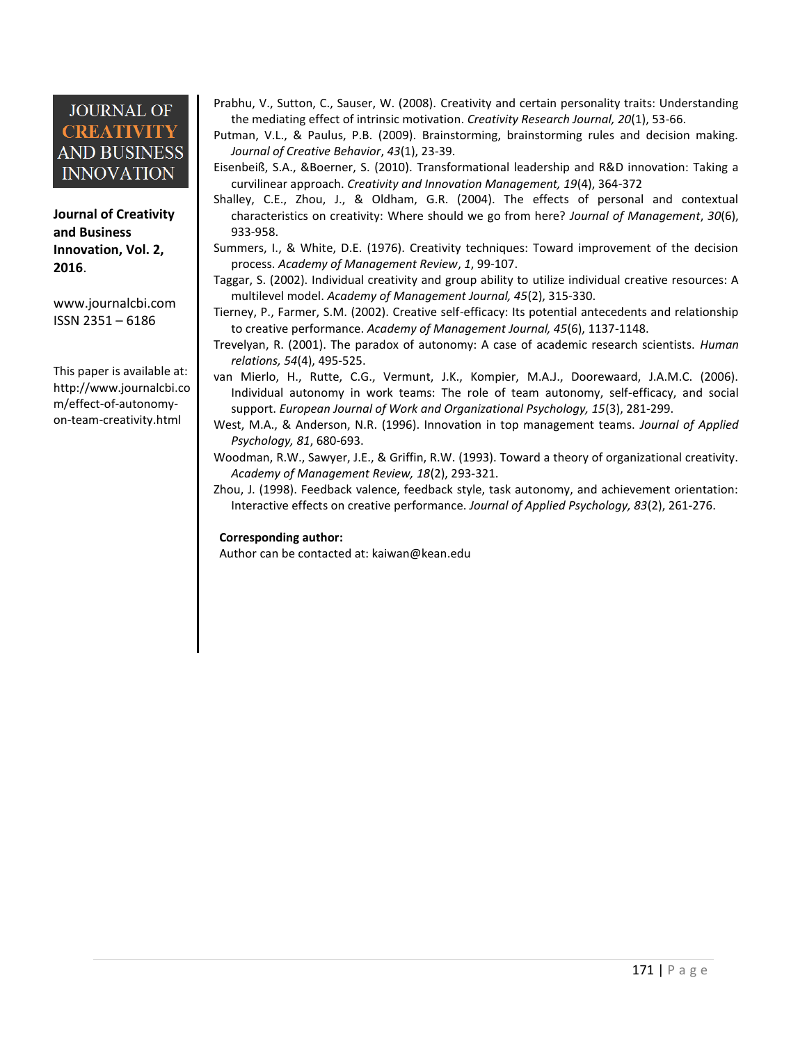Prabhu, V., Sutton, C., Sauser, W. (2008). Creativity and certain personality traits: Understanding the mediating effect of intrinsic motivation. *Creativity Research Journal, 20*(1), 53-66.

Putman, V.L., & Paulus, P.B. (2009). Brainstorming, brainstorming rules and decision making. *Journal of Creative Behavior*, *43*(1), 23-39.

Eisenbeiß, S.A., &Boerner, S. (2010). Transformational leadership and R&D innovation: Taking a curvilinear approach. *Creativity and Innovation Management, 19*(4), 364-372

Shalley, C.E., Zhou, J., & Oldham, G.R. (2004). The effects of personal and contextual characteristics on creativity: Where should we go from here? *Journal of Management*, *30*(6), 933-958.

Summers, I., & White, D.E. (1976). Creativity techniques: Toward improvement of the decision process. *Academy of Management Review*, *1*, 99-107.

Taggar, S. (2002). Individual creativity and group ability to utilize individual creative resources: A multilevel model. *Academy of Management Journal, 45*(2), 315-330.

Tierney, P., Farmer, S.M. (2002). Creative self-efficacy: Its potential antecedents and relationship to creative performance. *Academy of Management Journal, 45*(6), 1137-1148.

Trevelyan, R. (2001). The paradox of autonomy: A case of academic research scientists. *Human relations, 54*(4), 495-525.

van Mierlo, H., Rutte, C.G., Vermunt, J.K., Kompier, M.A.J., Doorewaard, J.A.M.C. (2006). Individual autonomy in work teams: The role of team autonomy, self-efficacy, and social support. *European Journal of Work and Organizational Psychology, 15*(3), 281-299.

West, M.A., & Anderson, N.R. (1996). Innovation in top management teams. *Journal of Applied Psychology, 81*, 680-693.

Woodman, R.W., Sawyer, J.E., & Griffin, R.W. (1993). Toward a theory of organizational creativity. *Academy of Management Review, 18*(2), 293-321.

Zhou, J. (1998). Feedback valence, feedback style, task autonomy, and achievement orientation: Interactive effects on creative performance. *Journal of Applied Psychology, 83*(2), 261-276.

**Corresponding author:**

Author can be contacted at: kaiwan@kean.edu